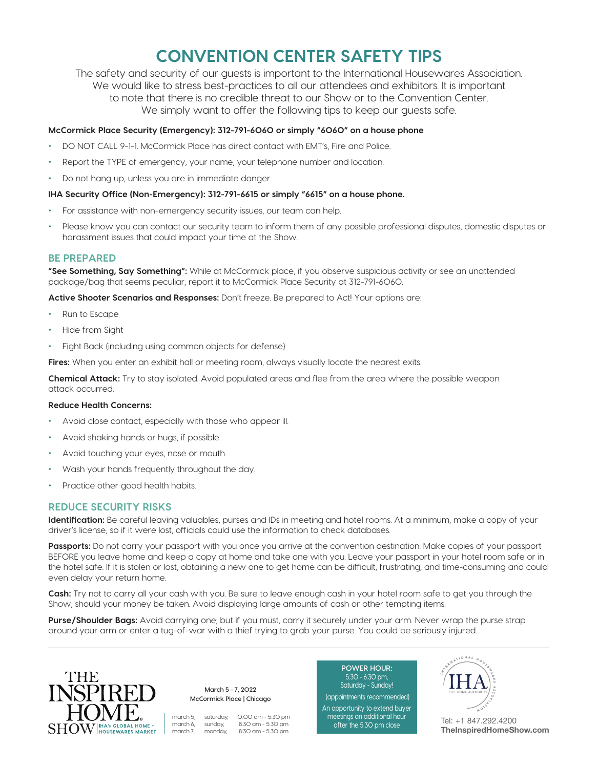# CONVENTION CENTER SAFETY TIPS

The safety and security of our guests is important to the International Housewares Association. We would like to stress best-practices to all our attendees and exhibitors. It is important to note that there is no credible threat to our Show or to the Convention Center. We simply want to offer the following tips to keep our guests safe.

**McCormick Place Security (Emergency): 312-791-6060 or simply "6060" on a house phone**

- DO NOT CALL 9-1-1. McCormick Place has direct contact with EMT's, Fire and Police.
- Report the TYPE of emergency, your name, your telephone number and location.
- Do not hang up, unless you are in immediate danger.

**IHA Security Office (Non-Emergency): 312-791-6615 or simply "6615" on a house phone.**

- For assistance with non-emergency security issues, our team can help.
- Please know you can contact our security team to inform them of any possible professional disputes, domestic disputes or harassment issues that could impact your time at the Show.

## BE PREPARED

**"See Something, Say Something":** While at McCormick place, if you observe suspicious activity or see an unattended package/bag that seems peculiar, report it to McCormick Place Security at 312-791-6060.

**Active Shooter Scenarios and Responses:** Don't freeze. Be prepared to Act! Your options are:

- Run to Escape
- Hide from Sight
- Fight Back (including using common objects for defense)

**Fires:** When you enter an exhibit hall or meeting room, always visually locate the nearest exits.

**Chemical Attack:** Try to stay isolated. Avoid populated areas and flee from the area where the possible weapon attack occurred.

**Reduce Health Concerns:**

- Avoid close contact, especially with those who appear ill.
- Avoid shaking hands or hugs, if possible.
- Avoid touching your eyes, nose or mouth.
- Wash your hands frequently throughout the day.
- Practice other good health habits.

## REDUCE SECURITY RISKS

**Identification:** Be careful leaving valuables, purses and IDs in meeting and hotel rooms. At a minimum, make a copy of your driver's license, so if it were lost, officials could use the information to check databases.

**Passports:** Do not carry your passport with you once you arrive at the convention destination. Make copies of your passport BEFORE you leave home and keep a copy at home and take one with you. Leave your passport in your hotel room safe or in the hotel safe. If it is stolen or lost, obtaining a new one to get home can be difficult, frustrating, and time-consuming and could even delay your return home.

**Cash:** Try not to carry all your cash with you. Be sure to leave enough cash in your hotel room safe to get you through the Show, should your money be taken. Avoid displaying large amounts of cash or other tempting items.

**Purse/Shoulder Bags:** Avoid carrying one, but if you must, carry it securely under your arm. Never wrap the purse strap around your arm or enter a tug-of-war with a thief trying to grab your purse. You could be seriously injured.

---

THE INSPIRED HOME SHOW | IHA's GLOBAL HOME + HOUSEWARES MARKET

**March 5 - 7, 2022**
**McCormick Place | Chicago**

| | | |
|---|---|---|
| march 5, | saturday, | 10:00 am - 5:30 pm |
| march 6, | sunday, | 8:30 am - 5:30 pm |
| march 7, | monday, | 8:30 am - 5:30 pm |

**POWER HOUR:**
5:30 - 6:30 pm,
Saturday - Sunday!
(appointments recommended)
An opportunity to extend buyer meetings an additional hour after the 5:30 pm close

INTERNATIONAL HOUSEWARES ASSOCIATION — IHA — THE HOME AUTHORITY

Tel: +1 847.292.4200
**TheInspiredHomeShow.com**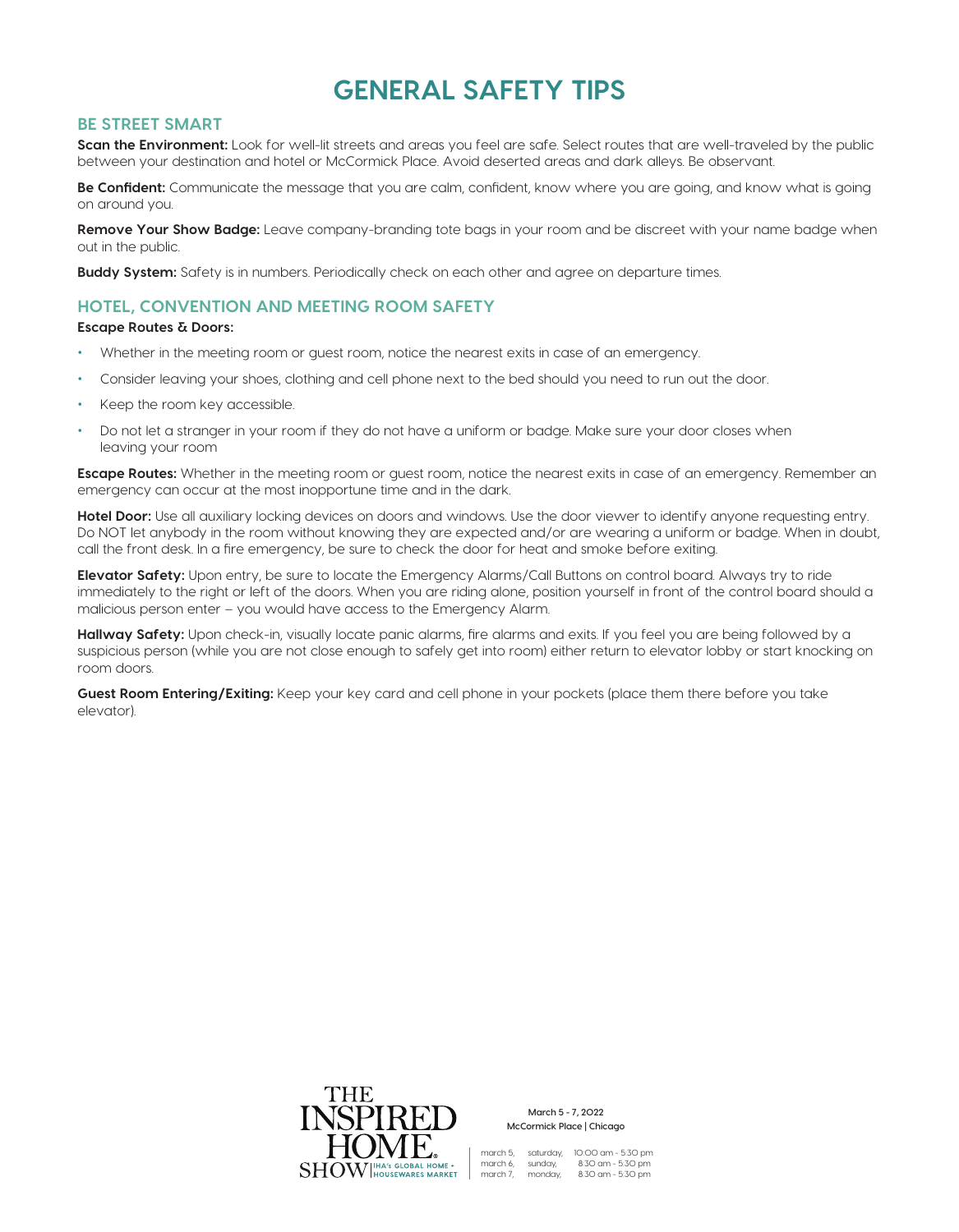# GENERAL SAFETY TIPS

## BE STREET SMART

**Scan the Environment:** Look for well-lit streets and areas you feel are safe. Select routes that are well-traveled by the public between your destination and hotel or McCormick Place. Avoid deserted areas and dark alleys. Be observant.

**Be Confident:** Communicate the message that you are calm, confident, know where you are going, and know what is going on around you.

**Remove Your Show Badge:** Leave company-branding tote bags in your room and be discreet with your name badge when out in the public.

**Buddy System:** Safety is in numbers. Periodically check on each other and agree on departure times.

## HOTEL, CONVENTION AND MEETING ROOM SAFETY

**Escape Routes & Doors:**

- Whether in the meeting room or guest room, notice the nearest exits in case of an emergency.
- Consider leaving your shoes, clothing and cell phone next to the bed should you need to run out the door.
- Keep the room key accessible.
- Do not let a stranger in your room if they do not have a uniform or badge. Make sure your door closes when leaving your room

**Escape Routes:** Whether in the meeting room or guest room, notice the nearest exits in case of an emergency. Remember an emergency can occur at the most inopportune time and in the dark.

**Hotel Door:** Use all auxiliary locking devices on doors and windows. Use the door viewer to identify anyone requesting entry. Do NOT let anybody in the room without knowing they are expected and/or are wearing a uniform or badge. When in doubt, call the front desk. In a fire emergency, be sure to check the door for heat and smoke before exiting.

**Elevator Safety:** Upon entry, be sure to locate the Emergency Alarms/Call Buttons on control board. Always try to ride immediately to the right or left of the doors. When you are riding alone, position yourself in front of the control board should a malicious person enter – you would have access to the Emergency Alarm.

**Hallway Safety:** Upon check-in, visually locate panic alarms, fire alarms and exits. If you feel you are being followed by a suspicious person (while you are not close enough to safely get into room) either return to elevator lobby or start knocking on room doors.

**Guest Room Entering/Exiting:** Keep your key card and cell phone in your pockets (place them there before you take elevator).